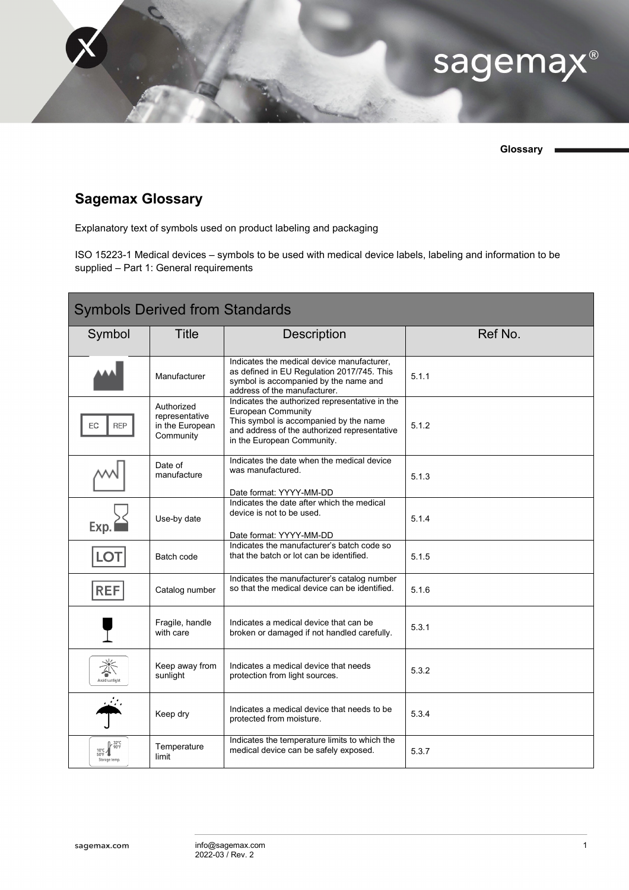## Sagemax Glossary

Explanatory text of symbols used on product labeling and packaging

ISO 15223-1 Medical devices – symbols to be used with medical device labels, labeling and information to be supplied – Part 1: General requirements

| Symbols Derived from Standards | | | |
|---|---|---|---|
| **Symbol** | **Title** | **Description** | **Ref No.** |
| | Manufacturer | Indicates the medical device manufacturer, as defined in EU Regulation 2017/745. This symbol is accompanied by the name and address of the manufacturer. | 5.1.1 |
| EC REP | Authorized representative in the European Community | Indicates the authorized representative in the European Community This symbol is accompanied by the name and address of the authorized representative in the European Community. | 5.1.2 |
| | Date of manufacture | Indicates the date when the medical device was manufactured.<br><br>Date format: YYYY-MM-DD | 5.1.3 |
| Exp. | Use-by date | Indicates the date after which the medical device is not to be used.<br><br>Date format: YYYY-MM-DD | 5.1.4 |
| LOT | Batch code | Indicates the manufacturer's batch code so that the batch or lot can be identified. | 5.1.5 |
| REF | Catalog number | Indicates the manufacturer's catalog number so that the medical device can be identified. | 5.1.6 |
| | Fragile, handle with care | Indicates a medical device that can be broken or damaged if not handled carefully. | 5.3.1 |
| Avoid sunlight | Keep away from sunlight | Indicates a medical device that needs protection from light sources. | 5.3.2 |
| | Keep dry | Indicates a medical device that needs to be protected from moisture. | 5.3.4 |
| 10°C 50°F 32°C 90°F Storage temp. | Temperature limit | Indicates the temperature limits to which the medical device can be safely exposed. | 5.3.7 |

sagemax.com

info@sagemax.com
2022-03 / Rev. 2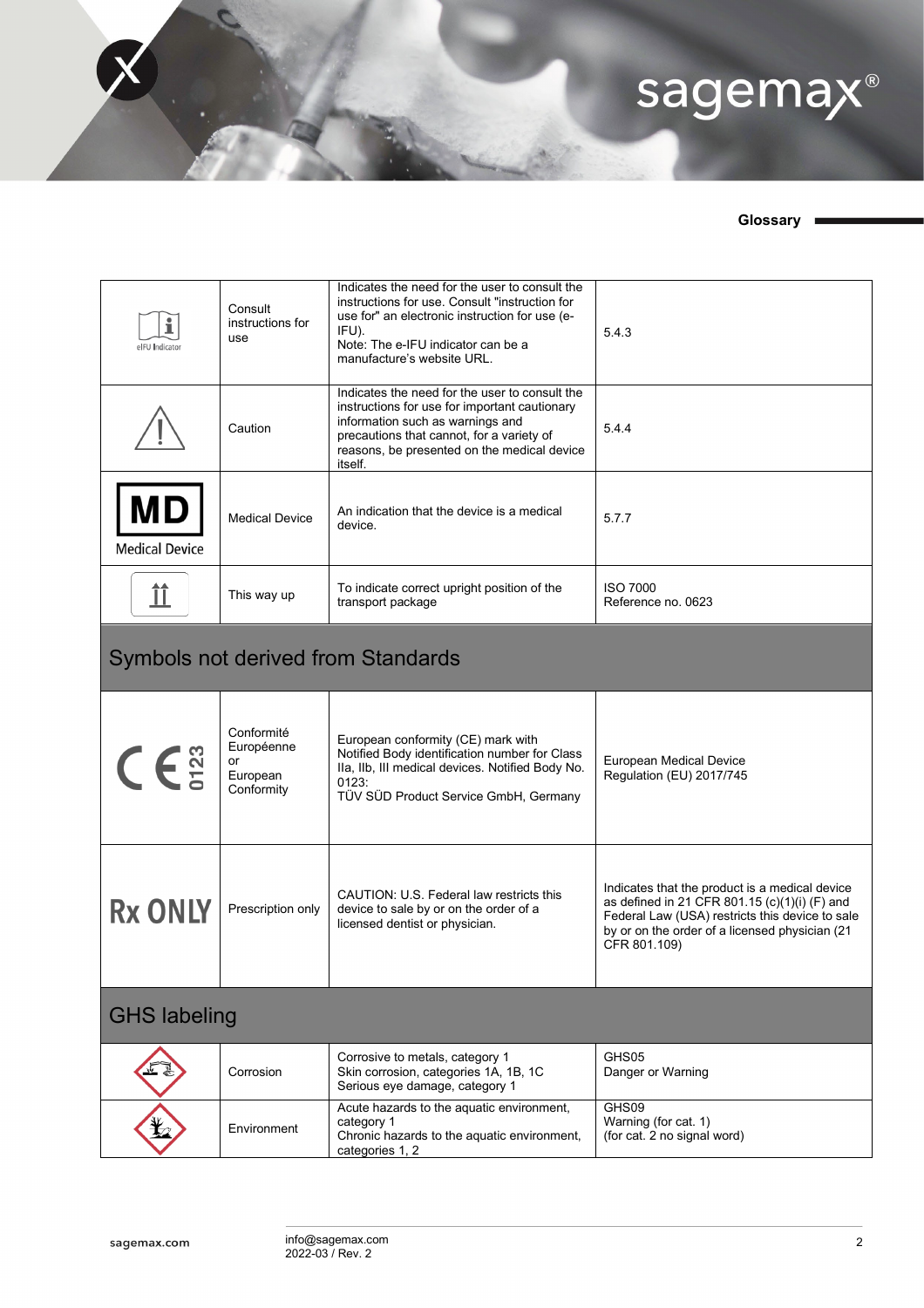## Glossary

| | | | |
|---|---|---|---|
| eIFU Indicator | Consult instructions for use | Indicates the need for the user to consult the instructions for use. Consult "instruction for use for" an electronic instruction for use (e-IFU).<br>Note: The e-IFU indicator can be a manufacture's website URL. | 5.4.3 |
| | Caution | Indicates the need for the user to consult the instructions for use for important cautionary information such as warnings and precautions that cannot, for a variety of reasons, be presented on the medical device itself. | 5.4.4 |
| MD Medical Device | Medical Device | An indication that the device is a medical device. | 5.7.7 |
| | This way up | To indicate correct upright position of the transport package | ISO 7000<br>Reference no. 0623 |
| **Symbols not derived from Standards** | | | |
| CE 0123 | Conformité Européenne or European Conformity | European conformity (CE) mark with Notified Body identification number for Class IIa, IIb, III medical devices. Notified Body No. 0123:<br>TÜV SÜD Product Service GmbH, Germany | European Medical Device Regulation (EU) 2017/745 |
| Rx ONLY | Prescription only | CAUTION: U.S. Federal law restricts this device to sale by or on the order of a licensed dentist or physician. | Indicates that the product is a medical device as defined in 21 CFR 801.15 (c)(1)(i) (F) and Federal Law (USA) restricts this device to sale by or on the order of a licensed physician (21 CFR 801.109) |
| **GHS labeling** | | | |
| | Corrosion | Corrosive to metals, category 1<br>Skin corrosion, categories 1A, 1B, 1C<br>Serious eye damage, category 1 | GHS05<br>Danger or Warning |
| | Environment | Acute hazards to the aquatic environment, category 1<br>Chronic hazards to the aquatic environment, categories 1, 2 | GHS09<br>Warning (for cat. 1)<br>(for cat. 2 no signal word) |

sagemax.com

info@sagemax.com
2022-03 / Rev. 2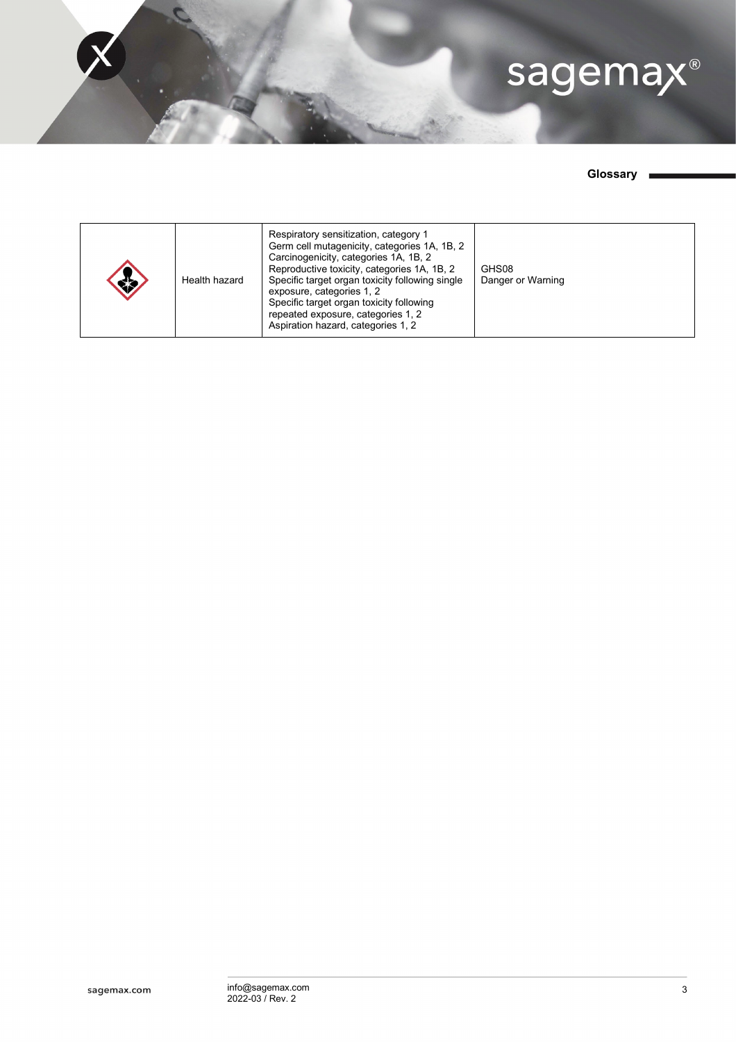## Glossary

| | | | |
|---|---|---|---|
| | Health hazard | Respiratory sensitization, category 1<br>Germ cell mutagenicity, categories 1A, 1B, 2<br>Carcinogenicity, categories 1A, 1B, 2<br>Reproductive toxicity, categories 1A, 1B, 2<br>Specific target organ toxicity following single exposure, categories 1, 2<br>Specific target organ toxicity following repeated exposure, categories 1, 2<br>Aspiration hazard, categories 1, 2 | GHS08<br>Danger or Warning |

sagemax.com

info@sagemax.com
2022-03 / Rev. 2